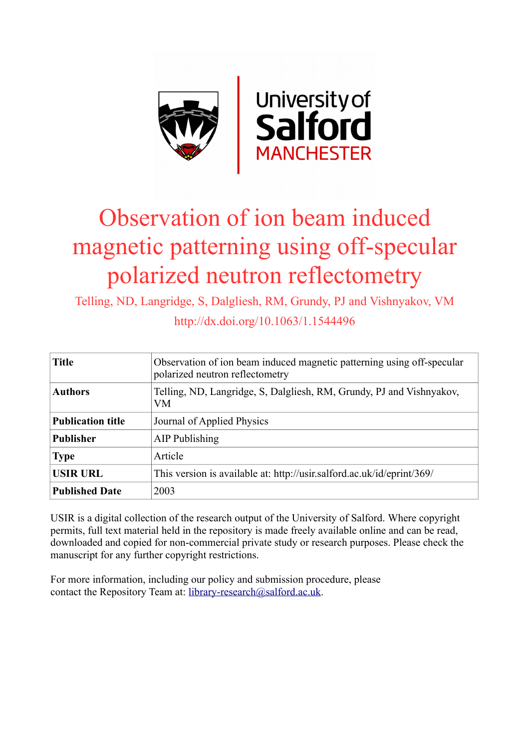# Observation of ion beam induced magnetic patterning using off-specular polarized neutron reflectometry

Telling, ND, Langridge, S, Dalgliesh, RM, Grundy, PJ and Vishnyakov, VM

http://dx.doi.org/10.1063/1.1544496

| | |
|---|---|
| **Title** | Observation of ion beam induced magnetic patterning using off-specular polarized neutron reflectometry |
| **Authors** | Telling, ND, Langridge, S, Dalgliesh, RM, Grundy, PJ and Vishnyakov, VM |
| **Publication title** | Journal of Applied Physics |
| **Publisher** | AIP Publishing |
| **Type** | Article |
| **USIR URL** | This version is available at: http://usir.salford.ac.uk/id/eprint/369/ |
| **Published Date** | 2003 |

USIR is a digital collection of the research output of the University of Salford. Where copyright permits, full text material held in the repository is made freely available online and can be read, downloaded and copied for non-commercial private study or research purposes. Please check the manuscript for any further copyright restrictions.

For more information, including our policy and submission procedure, please contact the Repository Team at: library-research@salford.ac.uk.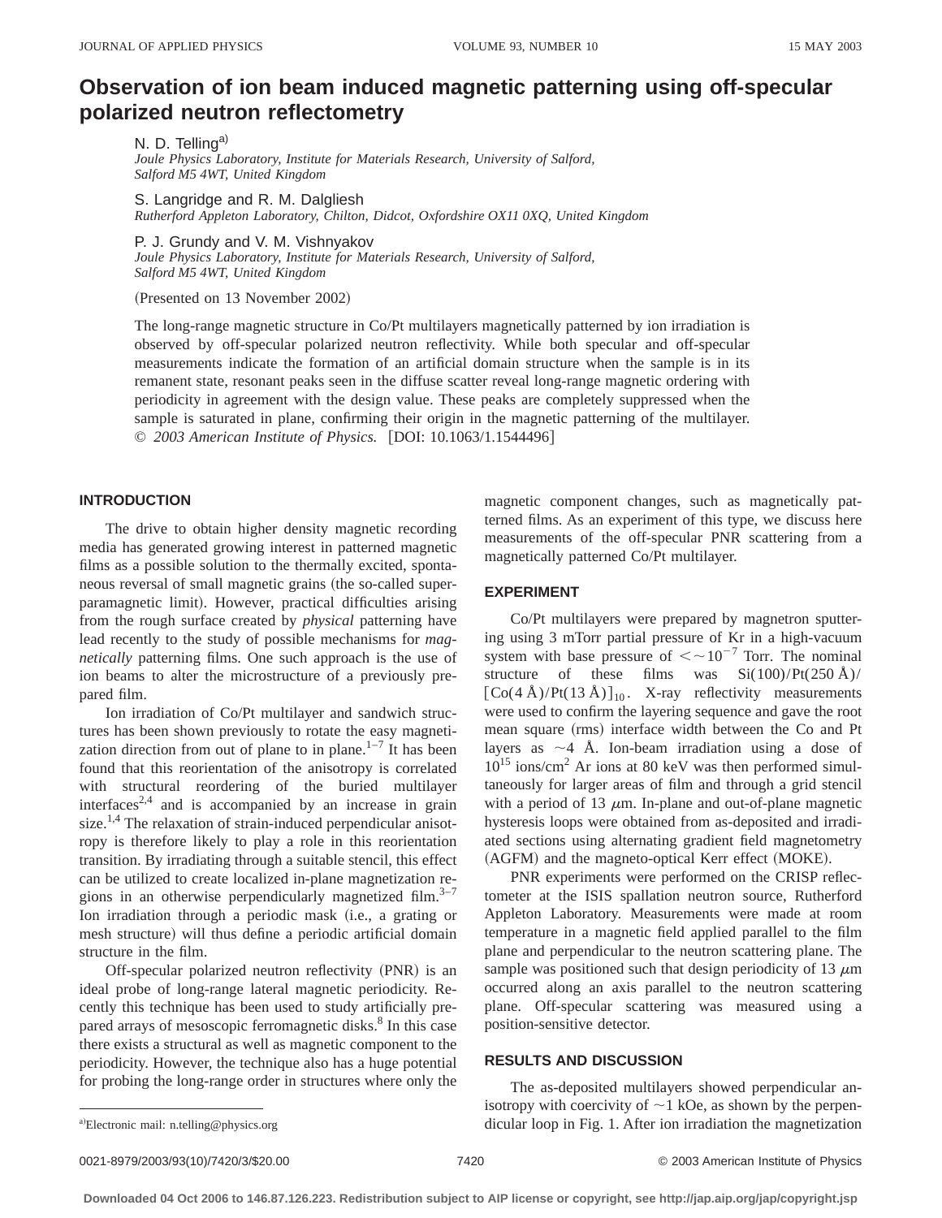# Observation of ion beam induced magnetic patterning using off-specular polarized neutron reflectometry

N. D. Telling[a)]
*Joule Physics Laboratory, Institute for Materials Research, University of Salford, Salford M5 4WT, United Kingdom*

S. Langridge and R. M. Dalgliesh
*Rutherford Appleton Laboratory, Chilton, Didcot, Oxfordshire OX11 0XQ, United Kingdom*

P. J. Grundy and V. M. Vishnyakov
*Joule Physics Laboratory, Institute for Materials Research, University of Salford, Salford M5 4WT, United Kingdom*

(Presented on 13 November 2002)

The long-range magnetic structure in Co/Pt multilayers magnetically patterned by ion irradiation is observed by off-specular polarized neutron reflectivity. While both specular and off-specular measurements indicate the formation of an artificial domain structure when the sample is in its remanent state, resonant peaks seen in the diffuse scatter reveal long-range magnetic ordering with periodicity in agreement with the design value. These peaks are completely suppressed when the sample is saturated in plane, confirming their origin in the magnetic patterning of the multilayer. © *2003 American Institute of Physics.* [DOI: 10.1063/1.1544496]

## INTRODUCTION

The drive to obtain higher density magnetic recording media has generated growing interest in patterned magnetic films as a possible solution to the thermally excited, spontaneous reversal of small magnetic grains (the so-called superparamagnetic limit). However, practical difficulties arising from the rough surface created by *physical* patterning have lead recently to the study of possible mechanisms for *magnetically* patterning films. One such approach is the use of ion beams to alter the microstructure of a previously prepared film.

Ion irradiation of Co/Pt multilayer and sandwich structures has been shown previously to rotate the easy magnetization direction from out of plane to in plane.[1–7] It has been found that this reorientation of the anisotropy is correlated with structural reordering of the buried multilayer interfaces[2,4] and is accompanied by an increase in grain size.[1,4] The relaxation of strain-induced perpendicular anisotropy is therefore likely to play a role in this reorientation transition. By irradiating through a suitable stencil, this effect can be utilized to create localized in-plane magnetization regions in an otherwise perpendicularly magnetized film.[3–7] Ion irradiation through a periodic mask (i.e., a grating or mesh structure) will thus define a periodic artificial domain structure in the film.

Off-specular polarized neutron reflectivity (PNR) is an ideal probe of long-range lateral magnetic periodicity. Recently this technique has been used to study artificially prepared arrays of mesoscopic ferromagnetic disks.[8] In this case there exists a structural as well as magnetic component to the periodicity. However, the technique also has a huge potential for probing the long-range order in structures where only the magnetic component changes, such as magnetically patterned films. As an experiment of this type, we discuss here measurements of the off-specular PNR scattering from a magnetically patterned Co/Pt multilayer.

## EXPERIMENT

Co/Pt multilayers were prepared by magnetron sputtering using 3 mTorr partial pressure of Kr in a high-vacuum system with base pressure of $<\sim 10^{-7}$ Torr. The nominal structure of these films was Si(100)/Pt(250 Å)/$[\mathrm{Co}(4\ \text{Å})/\mathrm{Pt}(13\ \text{Å})]_{10}$. X-ray reflectivity measurements were used to confirm the layering sequence and gave the root mean square (rms) interface width between the Co and Pt layers as ~4 Å. Ion-beam irradiation using a dose of $10^{15}$ ions/cm$^2$ Ar ions at 80 keV was then performed simultaneously for larger areas of film and through a grid stencil with a period of 13 μm. In-plane and out-of-plane magnetic hysteresis loops were obtained from as-deposited and irradiated sections using alternating gradient field magnetometry (AGFM) and the magneto-optical Kerr effect (MOKE).

PNR experiments were performed on the CRISP reflectometer at the ISIS spallation neutron source, Rutherford Appleton Laboratory. Measurements were made at room temperature in a magnetic field applied parallel to the film plane and perpendicular to the neutron scattering plane. The sample was positioned such that design periodicity of 13 μm occurred along an axis parallel to the neutron scattering plane. Off-specular scattering was measured using a position-sensitive detector.

## RESULTS AND DISCUSSION

The as-deposited multilayers showed perpendicular anisotropy with coercivity of ~1 kOe, as shown by the perpendicular loop in Fig. 1. After ion irradiation the magnetization

[a)]Electronic mail: n.telling@physics.org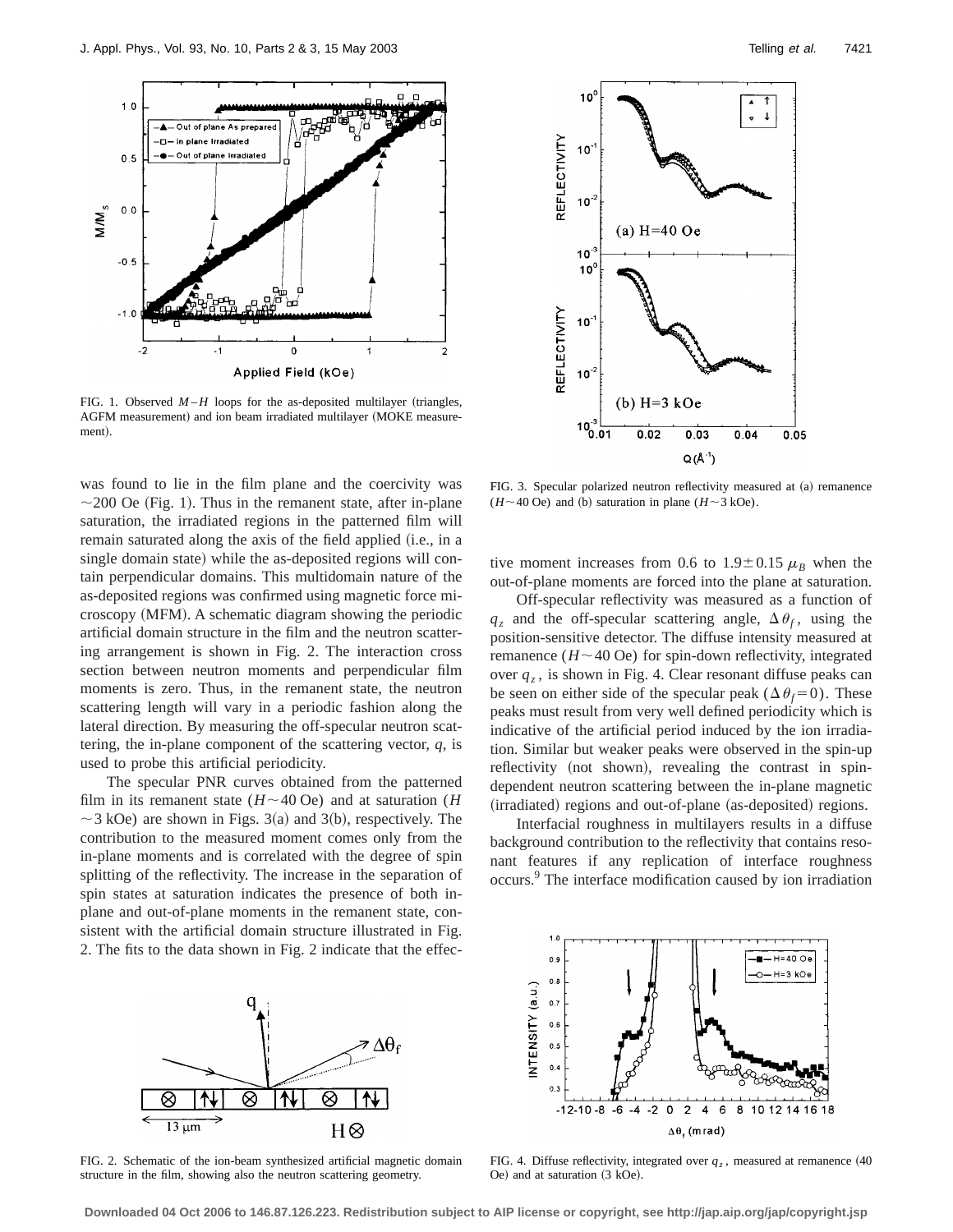1.0

Out of plane As prepared

In plane Irradiated

Out of plane Irradiated

0.5

$M/M_s$

0.0

-0.5

-1.0

-2 -1 0 1 2

Applied Field (kOe)

FIG. 1. Observed $M$–$H$ loops for the as-deposited multilayer (triangles, AGFM measurement) and ion beam irradiated multilayer (MOKE measurement).

was found to lie in the film plane and the coercivity was ~200 Oe (Fig. 1). Thus in the remanent state, after in-plane saturation, the irradiated regions in the patterned film will remain saturated along the axis of the field applied (i.e., in a single domain state) while the as-deposited regions will contain perpendicular domains. This multidomain nature of the as-deposited regions was confirmed using magnetic force microscopy (MFM). A schematic diagram showing the periodic artificial domain structure in the film and the neutron scattering arrangement is shown in Fig. 2. The interaction cross section between neutron moments and perpendicular film moments is zero. Thus, in the remanent state, the neutron scattering length will vary in a periodic fashion along the lateral direction. By measuring the off-specular neutron scattering, the in-plane component of the scattering vector, $q$, is used to probe this artificial periodicity.

The specular PNR curves obtained from the patterned film in its remanent state ($H \sim 40$ Oe) and at saturation ($H \sim 3$ kOe) are shown in Figs. 3(a) and 3(b), respectively. The contribution to the measured moment comes only from the in-plane moments and is correlated with the degree of spin splitting of the reflectivity. The increase in the separation of spin states at saturation indicates the presence of both in-plane and out-of-plane moments in the remanent state, consistent with the artificial domain structure illustrated in Fig. 2. The fits to the data shown in Fig. 2 indicate that the effective moment increases from 0.6 to $1.9 \pm 0.15\ \mu_B$ when the out-of-plane moments are forced into the plane at saturation.

q

$\Delta\theta_f$

13 μm

H⊗

FIG. 2. Schematic of the ion-beam synthesized artificial magnetic domain structure in the film, showing also the neutron scattering geometry.

REFLECTIVITY

(a) H=40 Oe

(b) H=3 kOe

Q(Å$^{-1}$)

FIG. 3. Specular polarized neutron reflectivity measured at (a) remanence ($H \sim 40$ Oe) and (b) saturation in plane ($H \sim 3$ kOe).

Off-specular reflectivity was measured as a function of $q_z$ and the off-specular scattering angle, $\Delta\theta_f$, using the position-sensitive detector. The diffuse intensity measured at remanence ($H \sim 40$ Oe) for spin-down reflectivity, integrated over $q_z$, is shown in Fig. 4. Clear resonant diffuse peaks can be seen on either side of the specular peak ($\Delta\theta_f = 0$). These peaks must result from very well defined periodicity which is indicative of the artificial period induced by the ion irradiation. Similar but weaker peaks were observed in the spin-up reflectivity (not shown), revealing the contrast in spin-dependent neutron scattering between the in-plane magnetic (irradiated) regions and out-of-plane (as-deposited) regions.

Interfacial roughness in multilayers results in a diffuse background contribution to the reflectivity that contains resonant features if any replication of interface roughness occurs.[9] The interface modification caused by ion irradiation

INTENSITY (a.u.)

H=40 Oe

H=3 kOe

$\Delta\theta_f$ (mrad)

FIG. 4. Diffuse reflectivity, integrated over $q_z$, measured at remanence (40 Oe) and at saturation (3 kOe).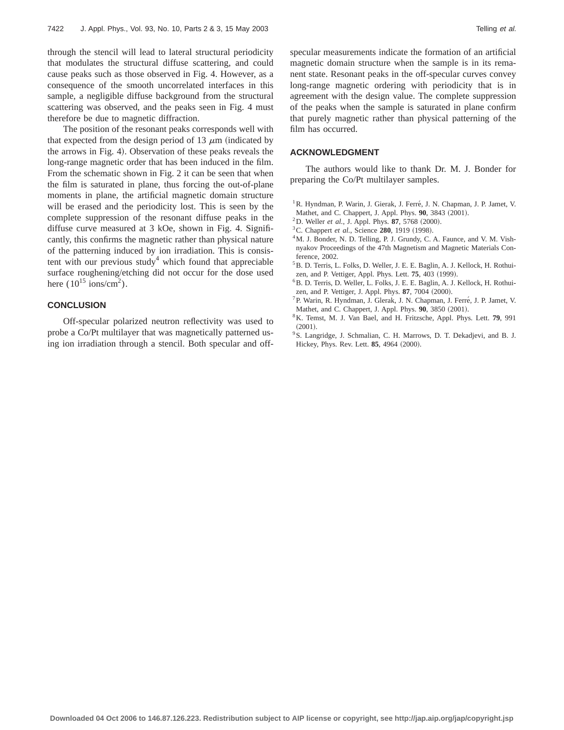through the stencil will lead to lateral structural periodicity that modulates the structural diffuse scattering, and could cause peaks such as those observed in Fig. 4. However, as a consequence of the smooth uncorrelated interfaces in this sample, a negligible diffuse background from the structural scattering was observed, and the peaks seen in Fig. 4 must therefore be due to magnetic diffraction.

The position of the resonant peaks corresponds well with that expected from the design period of 13 $\mu$m (indicated by the arrows in Fig. 4). Observation of these peaks reveals the long-range magnetic order that has been induced in the film. From the schematic shown in Fig. 2 it can be seen that when the film is saturated in plane, thus forcing the out-of-plane moments in plane, the artificial magnetic domain structure will be erased and the periodicity lost. This is seen by the complete suppression of the resonant diffuse peaks in the diffuse curve measured at 3 kOe, shown in Fig. 4. Significantly, this confirms the magnetic rather than physical nature of the patterning induced by ion irradiation. This is consistent with our previous study[4] which found that appreciable surface roughening/etching did not occur for the dose used here ($10^{15}$ ions/cm$^2$).

## CONCLUSION

Off-specular polarized neutron reflectivity was used to probe a Co/Pt multilayer that was magnetically patterned using ion irradiation through a stencil. Both specular and off-specular measurements indicate the formation of an artificial magnetic domain structure when the sample is in its remanent state. Resonant peaks in the off-specular curves convey long-range magnetic ordering with periodicity that is in agreement with the design value. The complete suppression of the peaks when the sample is saturated in plane confirm that purely magnetic rather than physical patterning of the film has occurred.

## ACKNOWLEDGMENT

The authors would like to thank Dr. M. J. Bonder for preparing the Co/Pt multilayer samples.

[1] R. Hyndman, P. Warin, J. Gierak, J. Ferré, J. N. Chapman, J. P. Jamet, V. Mathet, and C. Chappert, J. Appl. Phys. **90**, 3843 (2001).

[2] D. Weller *et al.*, J. Appl. Phys. **87**, 5768 (2000).

[3] C. Chappert *et al.*, Science **280**, 1919 (1998).

[4] M. J. Bonder, N. D. Telling, P. J. Grundy, C. A. Faunce, and V. M. Vishnyakov Proceedings of the 47th Magnetism and Magnetic Materials Conference, 2002.

[5] B. D. Terris, L. Folks, D. Weller, J. E. E. Baglin, A. J. Kellock, H. Rothuizen, and P. Vettiger, Appl. Phys. Lett. **75**, 403 (1999).

[6] B. D. Terris, D. Weller, L. Folks, J. E. E. Baglin, A. J. Kellock, H. Rothuizen, and P. Vettiger, J. Appl. Phys. **87**, 7004 (2000).

[7] P. Warin, R. Hyndman, J. Glerak, J. N. Chapman, J. Ferré, J. P. Jamet, V. Mathet, and C. Chappert, J. Appl. Phys. **90**, 3850 (2001).

[8] K. Temst, M. J. Van Bael, and H. Fritzsche, Appl. Phys. Lett. **79**, 991 (2001).

[9] S. Langridge, J. Schmalian, C. H. Marrows, D. T. Dekadjevi, and B. J. Hickey, Phys. Rev. Lett. **85**, 4964 (2000).